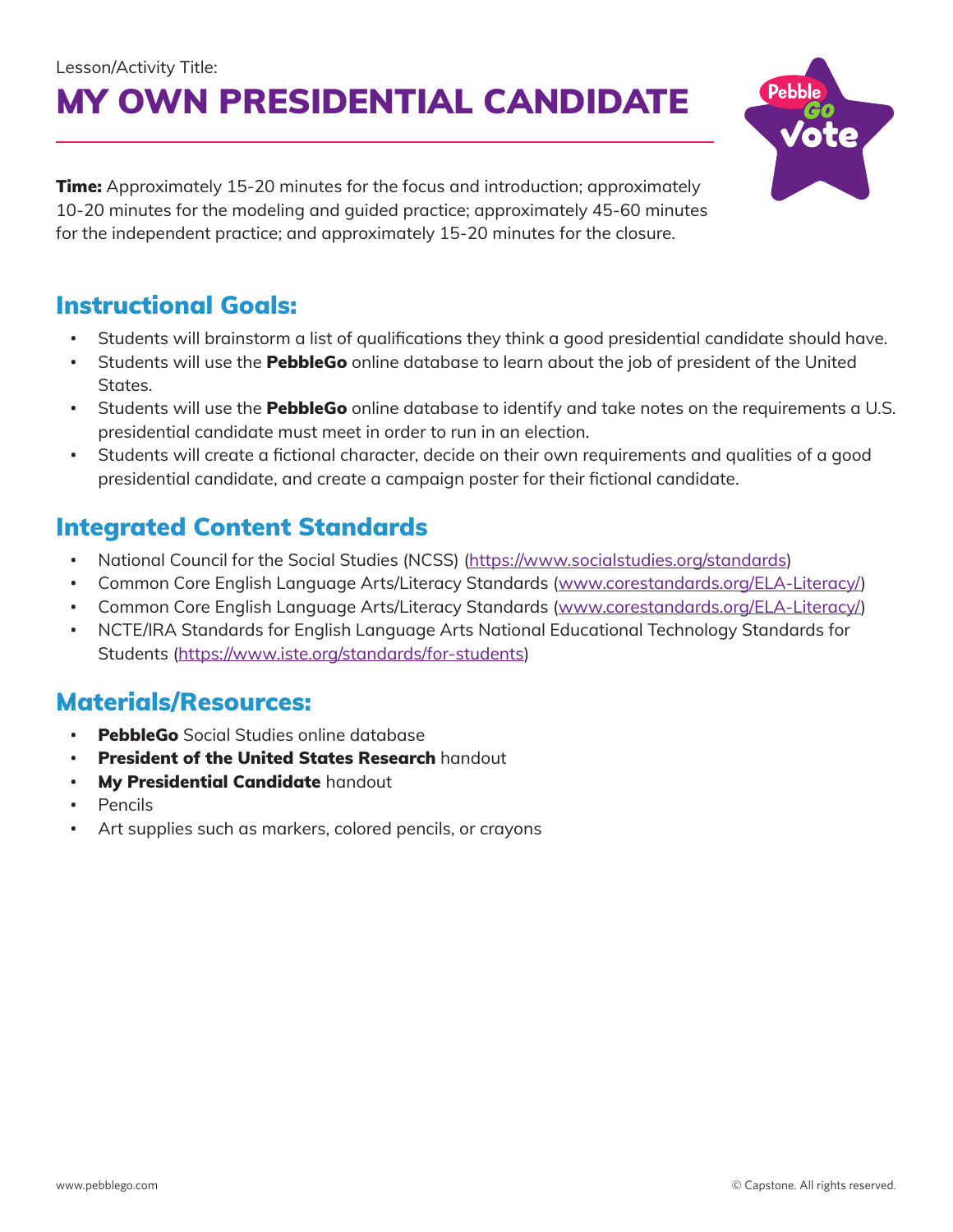Lesson/Activity Title:

# MY OWN PRESIDENTIAL CANDIDATE

**Time:** Approximately 15-20 minutes for the focus and introduction; approximately 10-20 minutes for the modeling and guided practice; approximately 45-60 minutes for the independent practice; and approximately 15-20 minutes for the closure.

## Instructional Goals:

- Students will brainstorm a list of qualifications they think a good presidential candidate should have.
- Students will use the **PebbleGo** online database to learn about the job of president of the United States.
- Students will use the **PebbleGo** online database to identify and take notes on the requirements a U.S. presidential candidate must meet in order to run in an election.
- Students will create a fictional character, decide on their own requirements and qualities of a good presidential candidate, and create a campaign poster for their fictional candidate.

## Integrated Content Standards

- National Council for the Social Studies (NCSS) (https://www.socialstudies.org/standards)
- Common Core English Language Arts/Literacy Standards (www.corestandards.org/ELA-Literacy/)
- Common Core English Language Arts/Literacy Standards (www.corestandards.org/ELA-Literacy/)
- NCTE/IRA Standards for English Language Arts National Educational Technology Standards for Students (https://www.iste.org/standards/for-students)

## Materials/Resources:

- **PebbleGo** Social Studies online database
- **President of the United States Research** handout
- **My Presidential Candidate** handout
- Pencils
- Art supplies such as markers, colored pencils, or crayons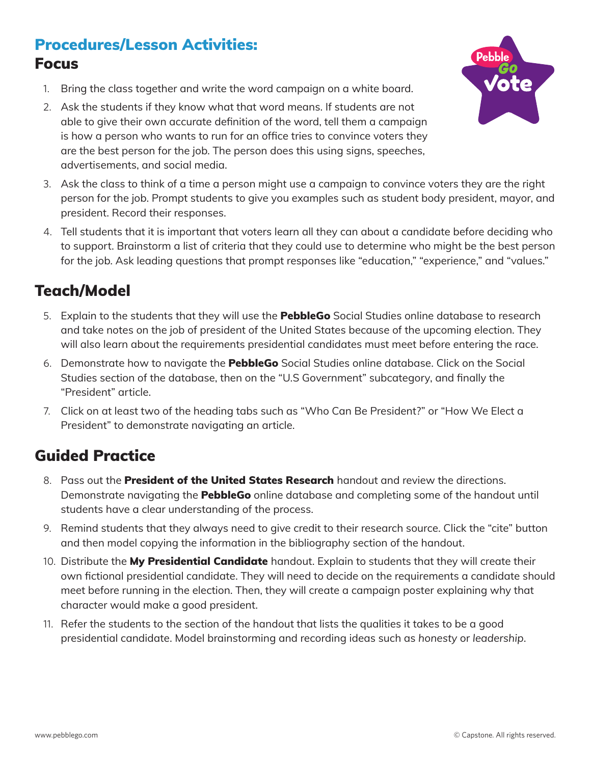## Procedures/Lesson Activities:

### Focus

1. Bring the class together and write the word campaign on a white board.
2. Ask the students if they know what that word means. If students are not able to give their own accurate definition of the word, tell them a campaign is how a person who wants to run for an office tries to convince voters they are the best person for the job. The person does this using signs, speeches, advertisements, and social media.
3. Ask the class to think of a time a person might use a campaign to convince voters they are the right person for the job. Prompt students to give you examples such as student body president, mayor, and president. Record their responses.
4. Tell students that it is important that voters learn all they can about a candidate before deciding who to support. Brainstorm a list of criteria that they could use to determine who might be the best person for the job. Ask leading questions that prompt responses like "education," "experience," and "values."

### Teach/Model

5. Explain to the students that they will use the **PebbleGo** Social Studies online database to research and take notes on the job of president of the United States because of the upcoming election. They will also learn about the requirements presidential candidates must meet before entering the race.
6. Demonstrate how to navigate the **PebbleGo** Social Studies online database. Click on the Social Studies section of the database, then on the "U.S Government" subcategory, and finally the "President" article.
7. Click on at least two of the heading tabs such as "Who Can Be President?" or "How We Elect a President" to demonstrate navigating an article.

### Guided Practice

8. Pass out the **President of the United States Research** handout and review the directions. Demonstrate navigating the **PebbleGo** online database and completing some of the handout until students have a clear understanding of the process.
9. Remind students that they always need to give credit to their research source. Click the "cite" button and then model copying the information in the bibliography section of the handout.
10. Distribute the **My Presidential Candidate** handout. Explain to students that they will create their own fictional presidential candidate. They will need to decide on the requirements a candidate should meet before running in the election. Then, they will create a campaign poster explaining why that character would make a good president.
11. Refer the students to the section of the handout that lists the qualities it takes to be a good presidential candidate. Model brainstorming and recording ideas such as *honesty* or *leadership*.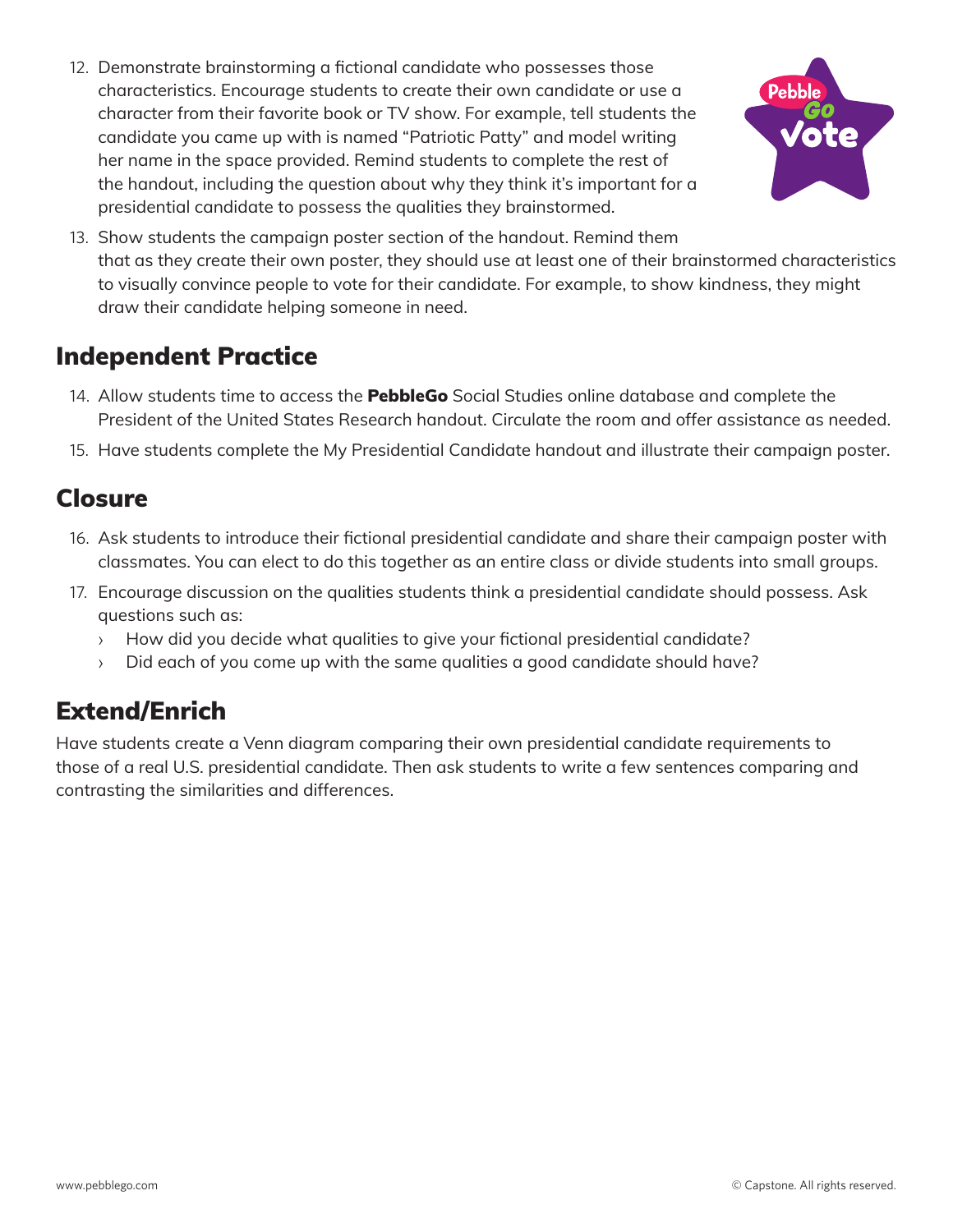12. Demonstrate brainstorming a fictional candidate who possesses those characteristics. Encourage students to create their own candidate or use a character from their favorite book or TV show. For example, tell students the candidate you came up with is named "Patriotic Patty" and model writing her name in the space provided. Remind students to complete the rest of the handout, including the question about why they think it's important for a presidential candidate to possess the qualities they brainstormed.
13. Show students the campaign poster section of the handout. Remind them that as they create their own poster, they should use at least one of their brainstormed characteristics to visually convince people to vote for their candidate. For example, to show kindness, they might draw their candidate helping someone in need.

## Independent Practice

14. Allow students time to access the **PebbleGo** Social Studies online database and complete the President of the United States Research handout. Circulate the room and offer assistance as needed.
15. Have students complete the My Presidential Candidate handout and illustrate their campaign poster.

## Closure

16. Ask students to introduce their fictional presidential candidate and share their campaign poster with classmates. You can elect to do this together as an entire class or divide students into small groups.
17. Encourage discussion on the qualities students think a presidential candidate should possess. Ask questions such as:
    - How did you decide what qualities to give your fictional presidential candidate?
    - Did each of you come up with the same qualities a good candidate should have?

## Extend/Enrich

Have students create a Venn diagram comparing their own presidential candidate requirements to those of a real U.S. presidential candidate. Then ask students to write a few sentences comparing and contrasting the similarities and differences.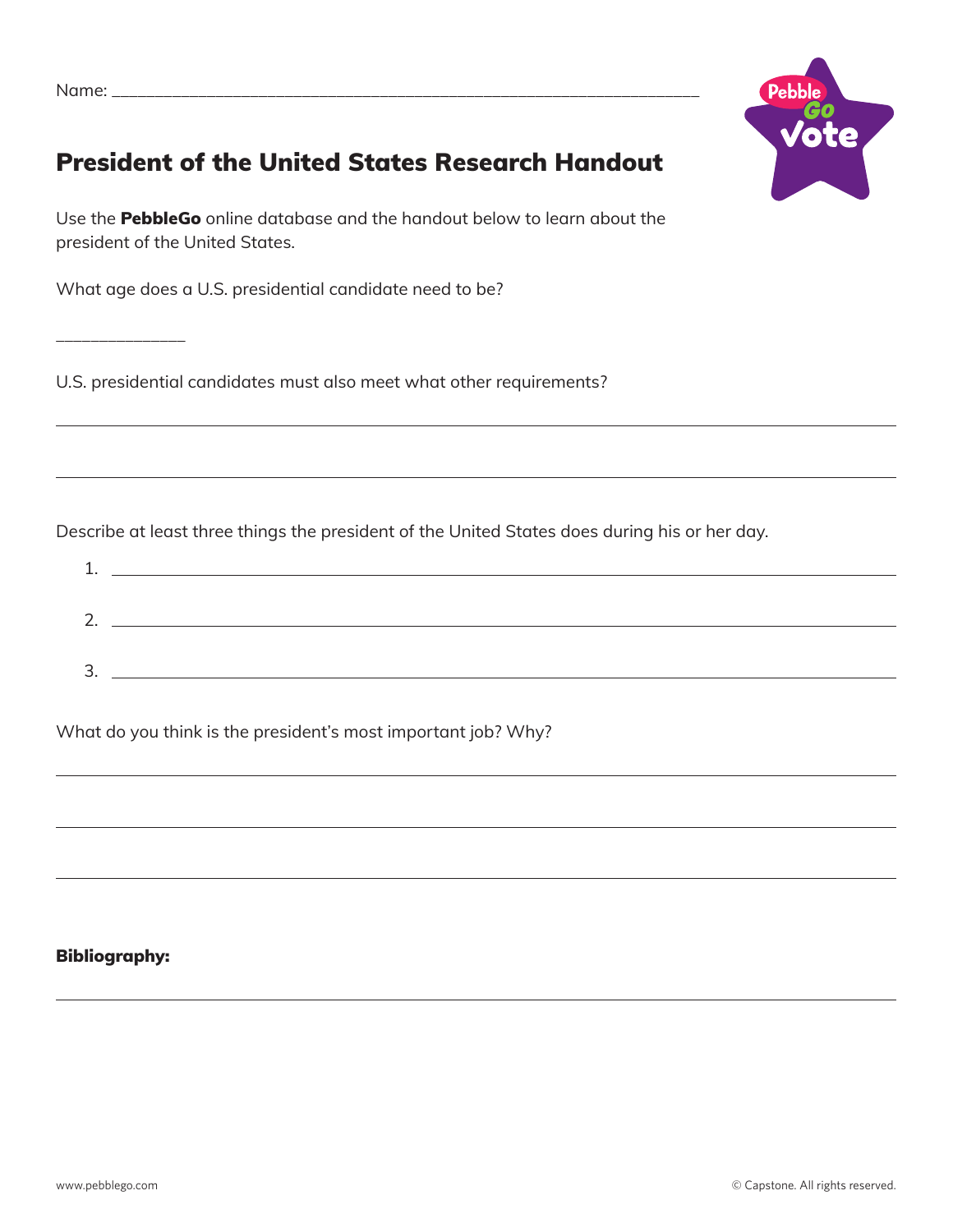Name: ___________________________________________________________________

# President of the United States Research Handout

Use the **PebbleGo** online database and the handout below to learn about the president of the United States.

What age does a U.S. presidential candidate need to be?

_______________

U.S. presidential candidates must also meet what other requirements?

_______________________________________________________________________________

_______________________________________________________________________________

Describe at least three things the president of the United States does during his or her day.

1. _______________________________________________________________________________
2. _______________________________________________________________________________
3. _______________________________________________________________________________

What do you think is the president's most important job? Why?

_______________________________________________________________________________

_______________________________________________________________________________

_______________________________________________________________________________

**Bibliography:**

_______________________________________________________________________________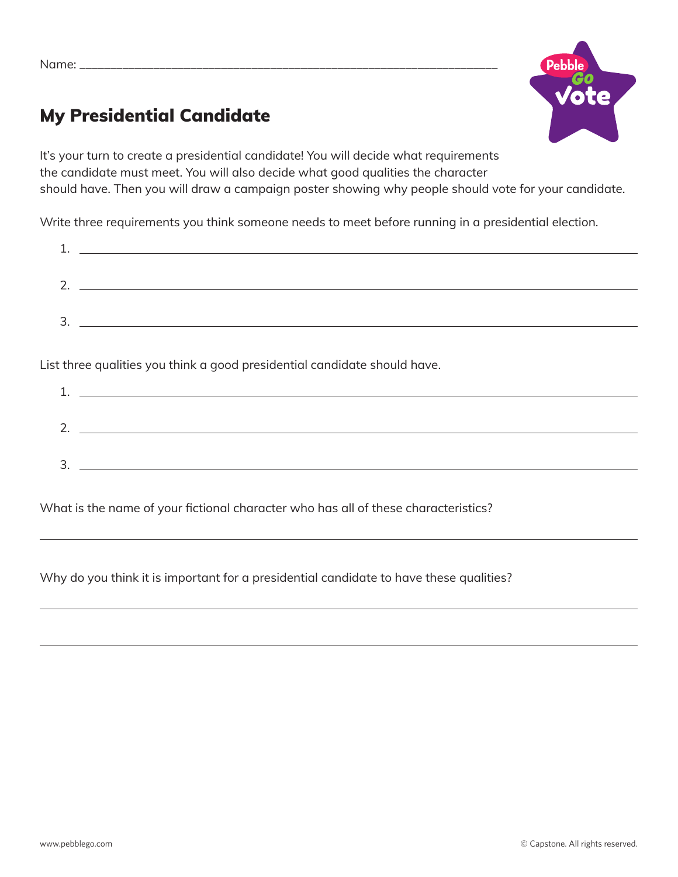Name: ____________________________________________________________

## My Presidential Candidate

It's your turn to create a presidential candidate! You will decide what requirements the candidate must meet. You will also decide what good qualities the character should have. Then you will draw a campaign poster showing why people should vote for your candidate.

Write three requirements you think someone needs to meet before running in a presidential election.

1. ____________________________________________________________
2. ____________________________________________________________
3. ____________________________________________________________

List three qualities you think a good presidential candidate should have.

1. ____________________________________________________________
2. ____________________________________________________________
3. ____________________________________________________________

What is the name of your fictional character who has all of these characteristics?

____________________________________________________________

Why do you think it is important for a presidential candidate to have these qualities?

____________________________________________________________

____________________________________________________________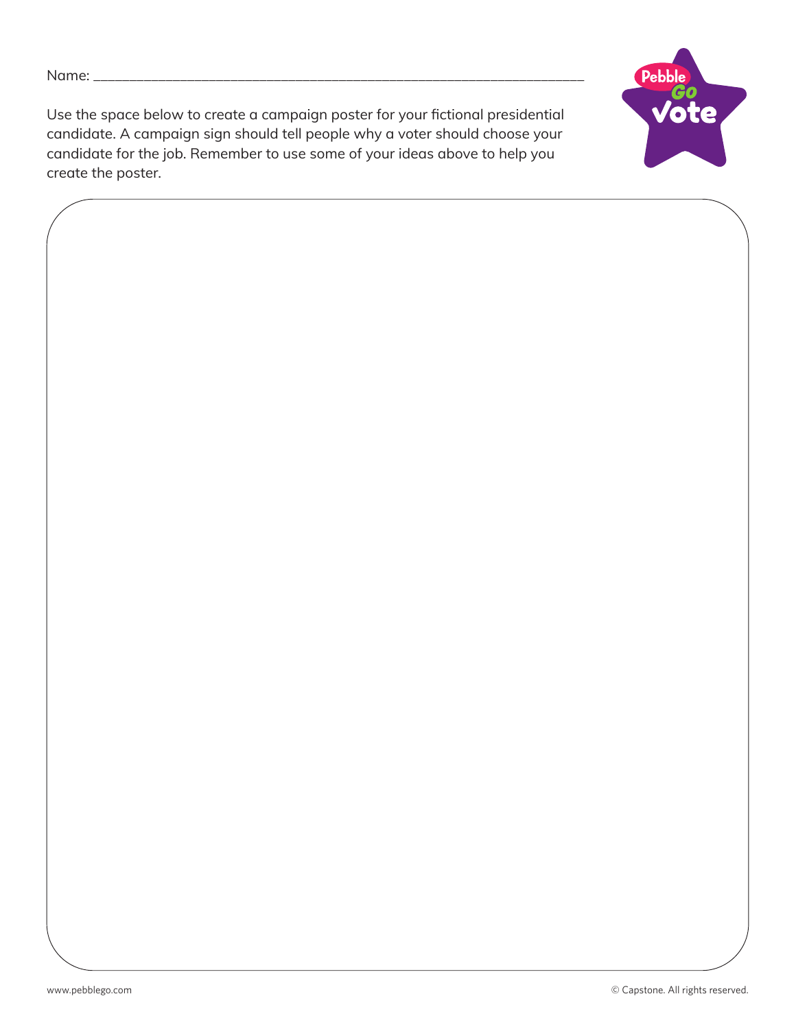Name: ___________________________________________________________________

Use the space below to create a campaign poster for your fictional presidential candidate. A campaign sign should tell people why a voter should choose your candidate for the job. Remember to use some of your ideas above to help you create the poster.